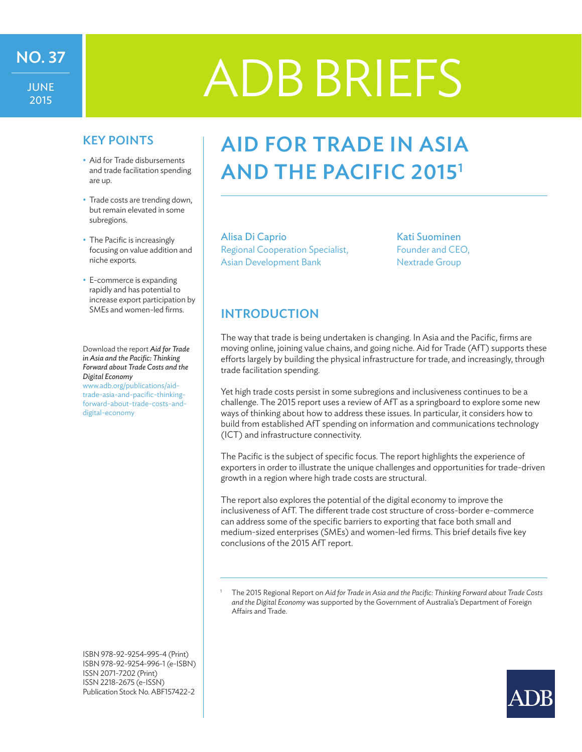NO. 37

JUNE 2015

# ADB BRIEFS

## KEY POINTS

- Aid for Trade disbursements and trade facilitation spending are up.
- Trade costs are trending down, but remain elevated in some subregions.
- The Pacific is increasingly focusing on value addition and niche exports.
- E-commerce is expanding rapidly and has potential to increase export participation by SMEs and women-led firms.

Download the report *Aid for Trade in Asia and the Pacific: Thinking Forward about Trade Costs and the Digital Economy*
www.adb.org/publications/aid-trade-asia-and-pacific-thinking-forward-about-trade-costs-and-digital-economy

ISBN 978-92-9254-995-4 (Print)
ISBN 978-92-9254-996-1 (e-ISBN)
ISSN 2071-7202 (Print)
ISSN 2218-2675 (e-ISSN)
Publication Stock No. ABF157422-2

# AID FOR TRADE IN ASIA AND THE PACIFIC 2015[1]

Alisa Di Caprio
Regional Cooperation Specialist,
Asian Development Bank

Kati Suominen
Founder and CEO,
Nextrade Group

## INTRODUCTION

The way that trade is being undertaken is changing. In Asia and the Pacific, firms are moving online, joining value chains, and going niche. Aid for Trade (AfT) supports these efforts largely by building the physical infrastructure for trade, and increasingly, through trade facilitation spending.

Yet high trade costs persist in some subregions and inclusiveness continues to be a challenge. The 2015 report uses a review of AfT as a springboard to explore some new ways of thinking about how to address these issues. In particular, it considers how to build from established AfT spending on information and communications technology (ICT) and infrastructure connectivity.

The Pacific is the subject of specific focus. The report highlights the experience of exporters in order to illustrate the unique challenges and opportunities for trade-driven growth in a region where high trade costs are structural.

The report also explores the potential of the digital economy to improve the inclusiveness of AfT. The different trade cost structure of cross-border e-commerce can address some of the specific barriers to exporting that face both small and medium-sized enterprises (SMEs) and women-led firms. This brief details five key conclusions of the 2015 AfT report.

[1] The 2015 Regional Report on *Aid for Trade in Asia and the Pacific: Thinking Forward about Trade Costs and the Digital Economy* was supported by the Government of Australia's Department of Foreign Affairs and Trade.

ADB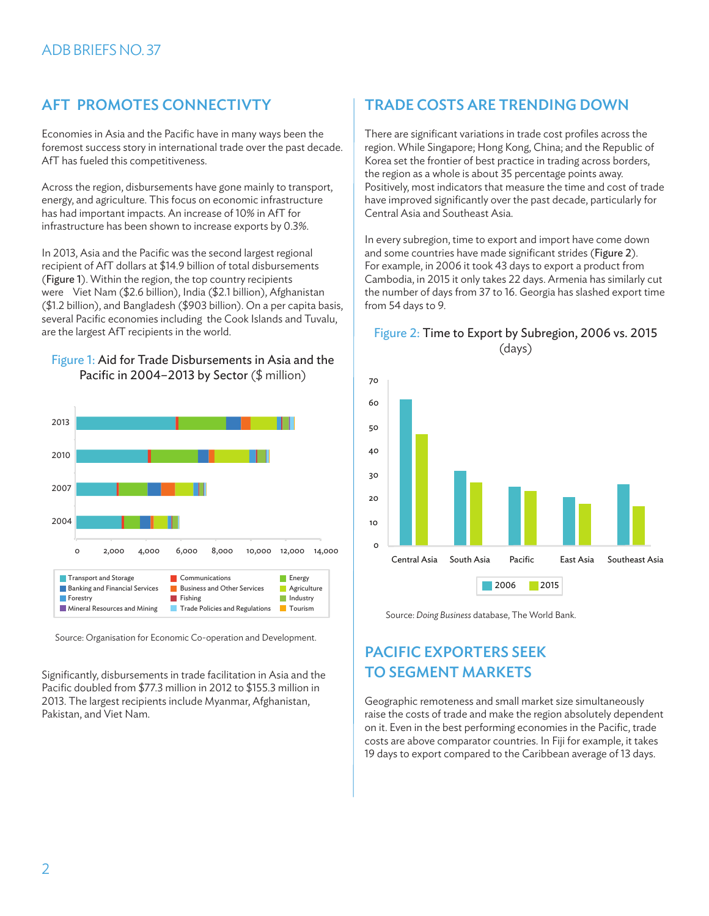## AFT PROMOTES CONNECTIVTY

Economies in Asia and the Pacific have in many ways been the foremost success story in international trade over the past decade. AfT has fueled this competitiveness.

Across the region, disbursements have gone mainly to transport, energy, and agriculture. This focus on economic infrastructure has had important impacts. An increase of 10% in AfT for infrastructure has been shown to increase exports by 0.3%.

In 2013, Asia and the Pacific was the second largest regional recipient of AfT dollars at $14.9 billion of total disbursements (Figure 1). Within the region, the top country recipients were Viet Nam ($2.6 billion), India ($2.1 billion), Afghanistan ($1.2 billion), and Bangladesh ($903 billion). On a per capita basis, several Pacific economies including the Cook Islands and Tuvalu, are the largest AfT recipients in the world.

Figure 1: Aid for Trade Disbursements in Asia and the Pacific in 2004–2013 by Sector ($ million)

Source: Organisation for Economic Co-operation and Development.

Significantly, disbursements in trade facilitation in Asia and the Pacific doubled from $77.3 million in 2012 to $155.3 million in 2013. The largest recipients include Myanmar, Afghanistan, Pakistan, and Viet Nam.

## TRADE COSTS ARE TRENDING DOWN

There are significant variations in trade cost profiles across the region. While Singapore; Hong Kong, China; and the Republic of Korea set the frontier of best practice in trading across borders, the region as a whole is about 35 percentage points away. Positively, most indicators that measure the time and cost of trade have improved significantly over the past decade, particularly for Central Asia and Southeast Asia.

In every subregion, time to export and import have come down and some countries have made significant strides (Figure 2). For example, in 2006 it took 43 days to export a product from Cambodia, in 2015 it only takes 22 days. Armenia has similarly cut the number of days from 37 to 16. Georgia has slashed export time from 54 days to 9.

Figure 2: Time to Export by Subregion, 2006 vs. 2015 (days)

Source: *Doing Business* database, The World Bank.

## PACIFIC EXPORTERS SEEK TO SEGMENT MARKETS

Geographic remoteness and small market size simultaneously raise the costs of trade and make the region absolutely dependent on it. Even in the best performing economies in the Pacific, trade costs are above comparator countries. In Fiji for example, it takes 19 days to export compared to the Caribbean average of 13 days.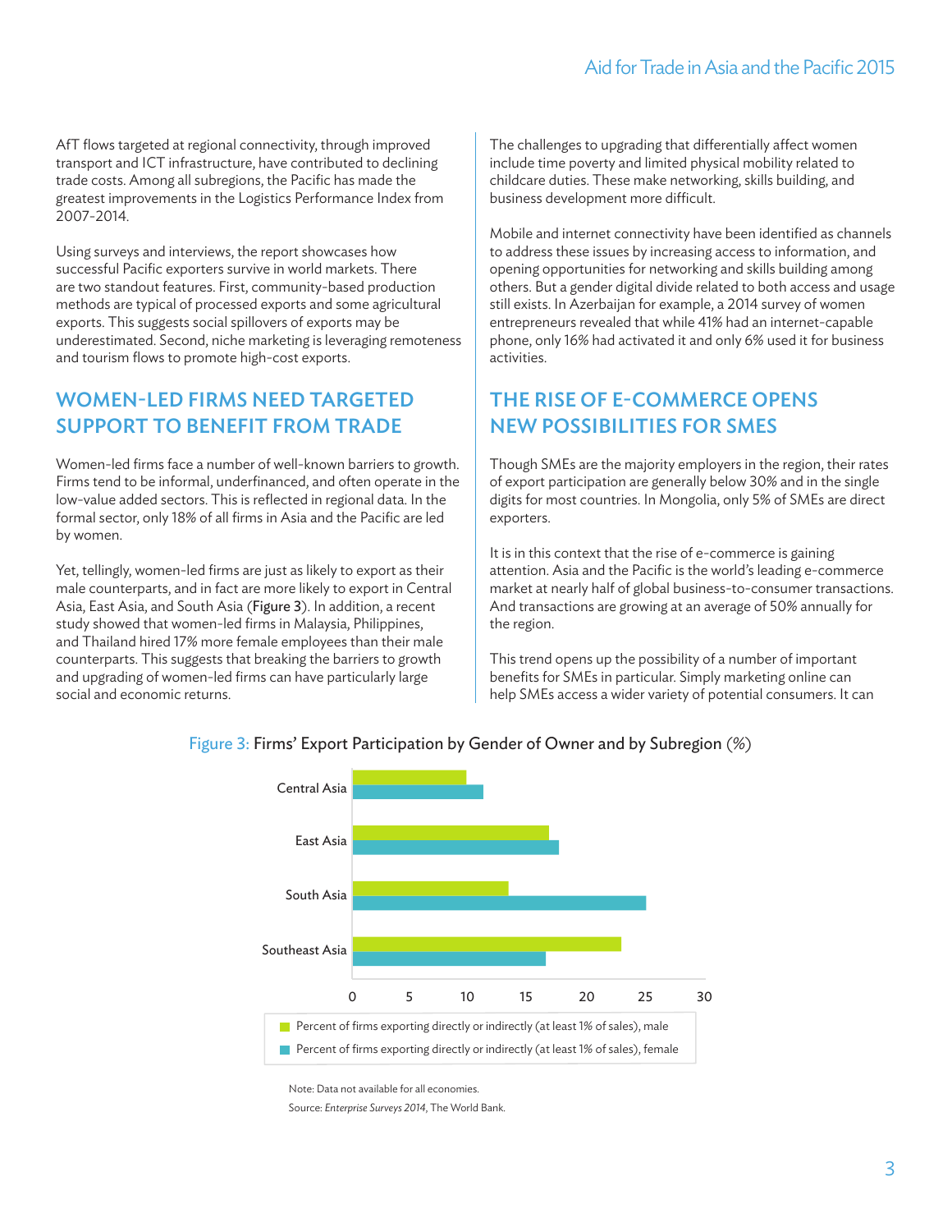AfT flows targeted at regional connectivity, through improved transport and ICT infrastructure, have contributed to declining trade costs. Among all subregions, the Pacific has made the greatest improvements in the Logistics Performance Index from 2007-2014.

Using surveys and interviews, the report showcases how successful Pacific exporters survive in world markets. There are two standout features. First, community-based production methods are typical of processed exports and some agricultural exports. This suggests social spillovers of exports may be underestimated. Second, niche marketing is leveraging remoteness and tourism flows to promote high-cost exports.

## WOMEN-LED FIRMS NEED TARGETED SUPPORT TO BENEFIT FROM TRADE

Women-led firms face a number of well-known barriers to growth. Firms tend to be informal, underfinanced, and often operate in the low-value added sectors. This is reflected in regional data. In the formal sector, only 18% of all firms in Asia and the Pacific are led by women.

Yet, tellingly, women-led firms are just as likely to export as their male counterparts, and in fact are more likely to export in Central Asia, East Asia, and South Asia (**Figure 3**). In addition, a recent study showed that women-led firms in Malaysia, Philippines, and Thailand hired 17% more female employees than their male counterparts. This suggests that breaking the barriers to growth and upgrading of women-led firms can have particularly large social and economic returns.

The challenges to upgrading that differentially affect women include time poverty and limited physical mobility related to childcare duties. These make networking, skills building, and business development more difficult.

Mobile and internet connectivity have been identified as channels to address these issues by increasing access to information, and opening opportunities for networking and skills building among others. But a gender digital divide related to both access and usage still exists. In Azerbaijan for example, a 2014 survey of women entrepreneurs revealed that while 41% had an internet-capable phone, only 16% had activated it and only 6% used it for business activities.

## THE RISE OF E-COMMERCE OPENS NEW POSSIBILITIES FOR SMES

Though SMEs are the majority employers in the region, their rates of export participation are generally below 30% and in the single digits for most countries. In Mongolia, only 5% of SMEs are direct exporters.

It is in this context that the rise of e-commerce is gaining attention. Asia and the Pacific is the world's leading e-commerce market at nearly half of global business-to-consumer transactions. And transactions are growing at an average of 50% annually for the region.

This trend opens up the possibility of a number of important benefits for SMEs in particular. Simply marketing online can help SMEs access a wider variety of potential consumers. It can

Figure 3: Firms' Export Participation by Gender of Owner and by Subregion (%)

| Subregion | Percent of firms exporting directly or indirectly (at least 1% of sales), male | Percent of firms exporting directly or indirectly (at least 1% of sales), female |
|---|---|---|
| Central Asia | ~10 | ~11 |
| East Asia | ~17 | ~18 |
| South Asia | ~13.5 | ~25 |
| Southeast Asia | ~23 | ~16.5 |

Note: Data not available for all economies.

Source: *Enterprise Surveys 2014*, The World Bank.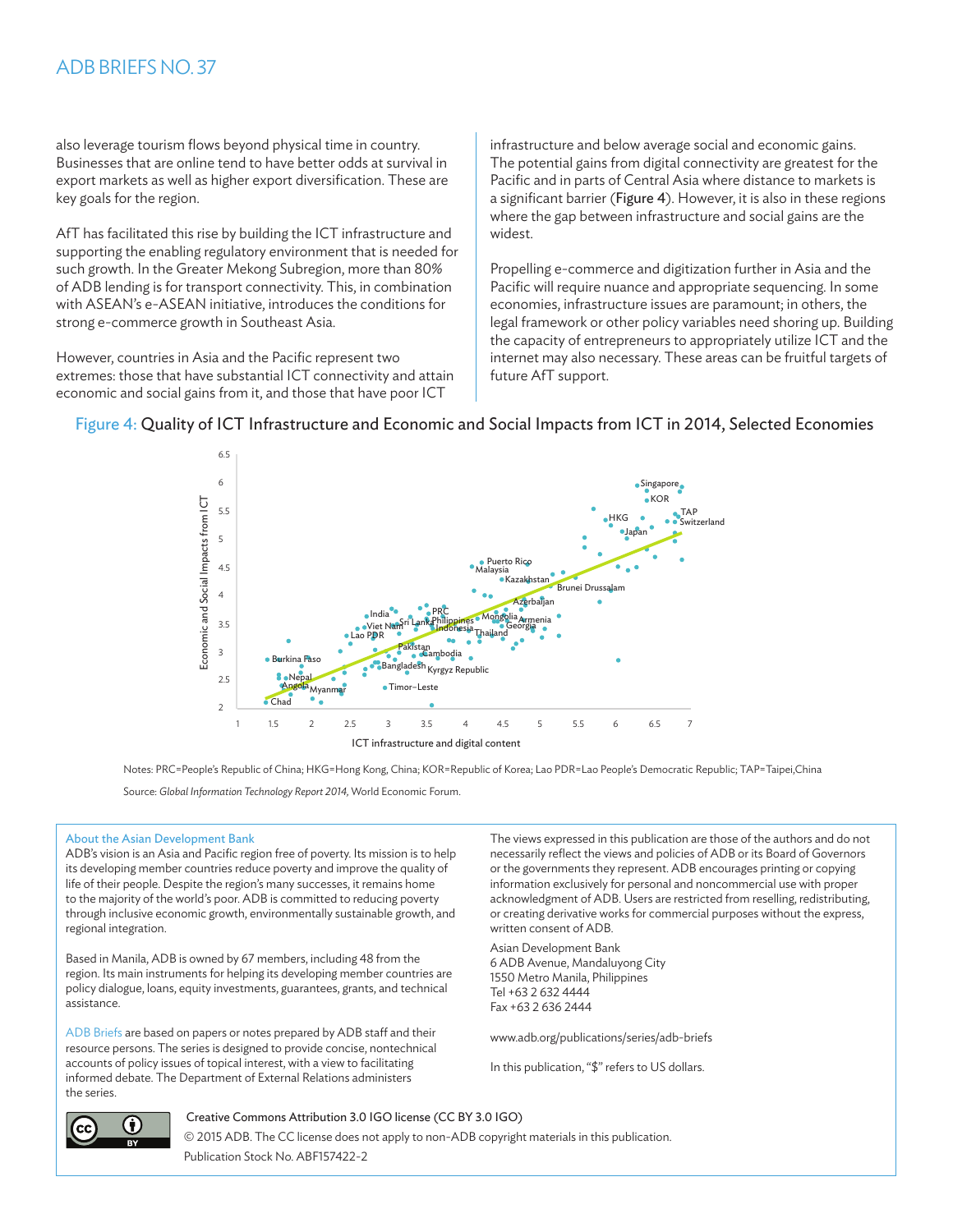also leverage tourism flows beyond physical time in country. Businesses that are online tend to have better odds at survival in export markets as well as higher export diversification. These are key goals for the region.

AfT has facilitated this rise by building the ICT infrastructure and supporting the enabling regulatory environment that is needed for such growth. In the Greater Mekong Subregion, more than 80% of ADB lending is for transport connectivity. This, in combination with ASEAN's e-ASEAN initiative, introduces the conditions for strong e-commerce growth in Southeast Asia.

However, countries in Asia and the Pacific represent two extremes: those that have substantial ICT connectivity and attain economic and social gains from it, and those that have poor ICT infrastructure and below average social and economic gains. The potential gains from digital connectivity are greatest for the Pacific and in parts of Central Asia where distance to markets is a significant barrier (Figure 4). However, it is also in these regions where the gap between infrastructure and social gains are the widest.

Propelling e-commerce and digitization further in Asia and the Pacific will require nuance and appropriate sequencing. In some economies, infrastructure issues are paramount; in others, the legal framework or other policy variables need shoring up. Building the capacity of entrepreneurs to appropriately utilize ICT and the internet may also necessary. These areas can be fruitful targets of future AfT support.

**Figure 4: Quality of ICT Infrastructure and Economic and Social Impacts from ICT in 2014, Selected Economies**

Economic and Social Impacts from ICT

6.5
6
5.5
5
4.5
4
3.5
3
2.5
2

ICT infrastructure and digital content

1 1.5 2 2.5 3 3.5 4 4.5 5 5.5 6 6.5 7

Singapore
KOR
TAP
Switzerland
HKG
Japan
Puerto Rico
Malaysia
Kazakhstan
Brunei Drussalam
Azerbaijan
India
PRC
Sri Lanka
Philippines
Mongolia
Armenia
Viet Nam
Indonesia
Georgia
Lao PDR
Thailand
Pakistan
Cambodia
Burkina Faso
Bangladesh
Kyrgyz Republic
Nepal
Angola
Myanmar
Timor-Leste
Chad

Notes: PRC=People's Republic of China; HKG=Hong Kong, China; KOR=Republic of Korea; Lao PDR=Lao People's Democratic Republic; TAP=Taipei,China

Source: *Global Information Technology Report 2014*, World Economic Forum.

### About the Asian Development Bank

ADB's vision is an Asia and Pacific region free of poverty. Its mission is to help its developing member countries reduce poverty and improve the quality of life of their people. Despite the region's many successes, it remains home to the majority of the world's poor. ADB is committed to reducing poverty through inclusive economic growth, environmentally sustainable growth, and regional integration.

Based in Manila, ADB is owned by 67 members, including 48 from the region. Its main instruments for helping its developing member countries are policy dialogue, loans, equity investments, guarantees, grants, and technical assistance.

ADB Briefs are based on papers or notes prepared by ADB staff and their resource persons. The series is designed to provide concise, nontechnical accounts of policy issues of topical interest, with a view to facilitating informed debate. The Department of External Relations administers the series.

The views expressed in this publication are those of the authors and do not necessarily reflect the views and policies of ADB or its Board of Governors or the governments they represent. ADB encourages printing or copying information exclusively for personal and noncommercial use with proper acknowledgment of ADB. Users are restricted from reselling, redistributing, or creating derivative works for commercial purposes without the express, written consent of ADB.

Asian Development Bank
6 ADB Avenue, Mandaluyong City
1550 Metro Manila, Philippines
Tel +63 2 632 4444
Fax +63 2 636 2444

www.adb.org/publications/series/adb-briefs

In this publication, "$" refers to US dollars.

Creative Commons Attribution 3.0 IGO license (CC BY 3.0 IGO)
© 2015 ADB. The CC license does not apply to non-ADB copyright materials in this publication.
Publication Stock No. ABF157422-2